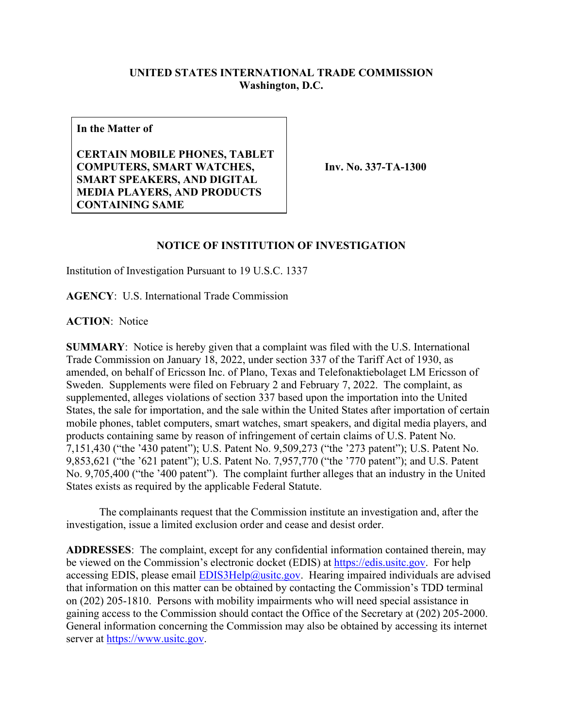**UNITED STATES INTERNATIONAL TRADE COMMISSION**
**Washington, D.C.**

**In the Matter of**

**CERTAIN MOBILE PHONES, TABLET COMPUTERS, SMART WATCHES, SMART SPEAKERS, AND DIGITAL MEDIA PLAYERS, AND PRODUCTS CONTAINING SAME**

**Inv. No. 337-TA-1300**

# NOTICE OF INSTITUTION OF INVESTIGATION

Institution of Investigation Pursuant to 19 U.S.C. 1337

**AGENCY**: U.S. International Trade Commission

**ACTION**: Notice

**SUMMARY**: Notice is hereby given that a complaint was filed with the U.S. International Trade Commission on January 18, 2022, under section 337 of the Tariff Act of 1930, as amended, on behalf of Ericsson Inc. of Plano, Texas and Telefonaktiebolaget LM Ericsson of Sweden. Supplements were filed on February 2 and February 7, 2022. The complaint, as supplemented, alleges violations of section 337 based upon the importation into the United States, the sale for importation, and the sale within the United States after importation of certain mobile phones, tablet computers, smart watches, smart speakers, and digital media players, and products containing same by reason of infringement of certain claims of U.S. Patent No. 7,151,430 ("the '430 patent"); U.S. Patent No. 9,509,273 ("the '273 patent"); U.S. Patent No. 9,853,621 ("the '621 patent"); U.S. Patent No. 7,957,770 ("the '770 patent"); and U.S. Patent No. 9,705,400 ("the '400 patent"). The complaint further alleges that an industry in the United States exists as required by the applicable Federal Statute.

The complainants request that the Commission institute an investigation and, after the investigation, issue a limited exclusion order and cease and desist order.

**ADDRESSES**: The complaint, except for any confidential information contained therein, may be viewed on the Commission's electronic docket (EDIS) at https://edis.usitc.gov. For help accessing EDIS, please email EDIS3Help@usitc.gov. Hearing impaired individuals are advised that information on this matter can be obtained by contacting the Commission's TDD terminal on (202) 205-1810. Persons with mobility impairments who will need special assistance in gaining access to the Commission should contact the Office of the Secretary at (202) 205-2000. General information concerning the Commission may also be obtained by accessing its internet server at https://www.usitc.gov.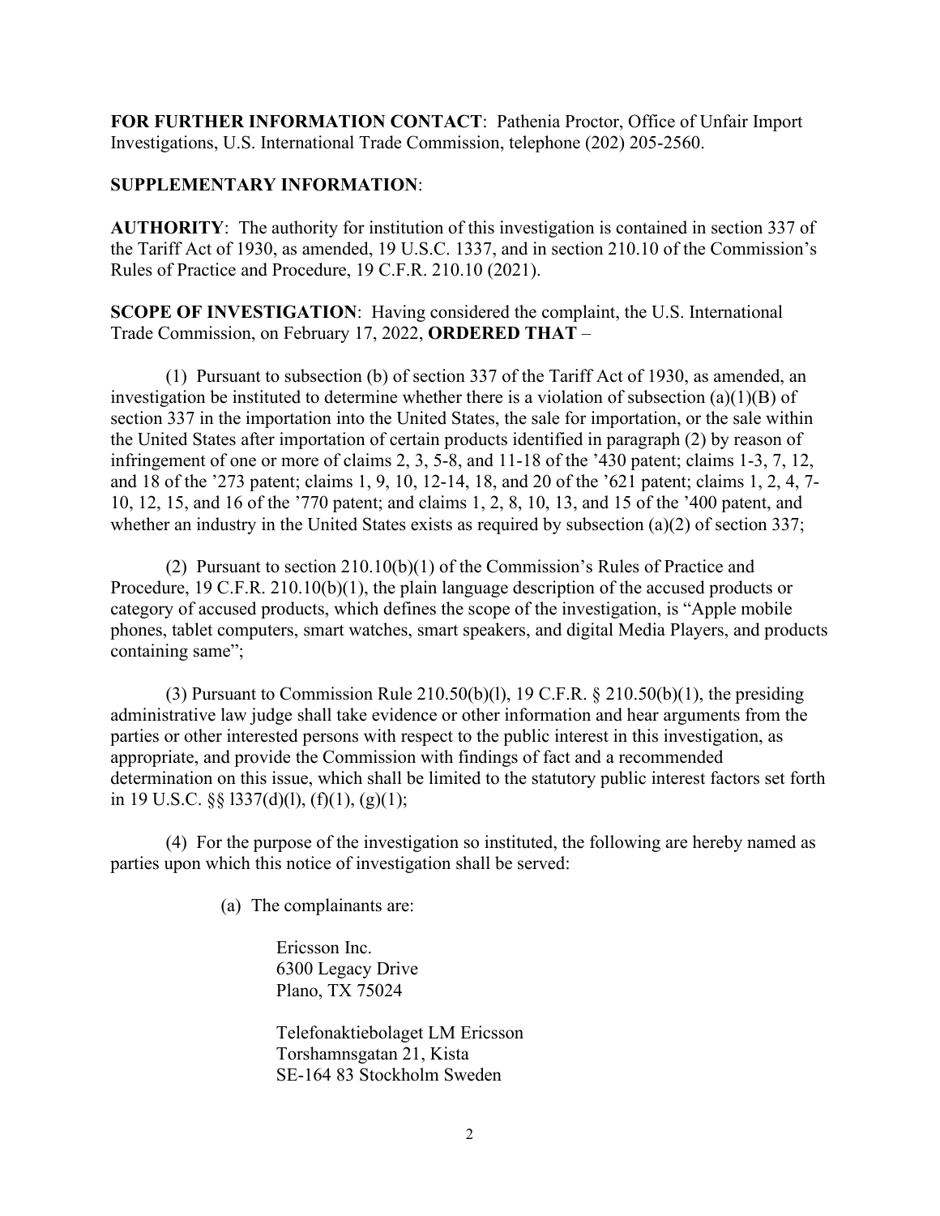**FOR FURTHER INFORMATION CONTACT**: Pathenia Proctor, Office of Unfair Import Investigations, U.S. International Trade Commission, telephone (202) 205-2560.

**SUPPLEMENTARY INFORMATION**:

**AUTHORITY**: The authority for institution of this investigation is contained in section 337 of the Tariff Act of 1930, as amended, 19 U.S.C. 1337, and in section 210.10 of the Commission's Rules of Practice and Procedure, 19 C.F.R. 210.10 (2021).

**SCOPE OF INVESTIGATION**: Having considered the complaint, the U.S. International Trade Commission, on February 17, 2022, **ORDERED THAT** –

(1) Pursuant to subsection (b) of section 337 of the Tariff Act of 1930, as amended, an investigation be instituted to determine whether there is a violation of subsection (a)(1)(B) of section 337 in the importation into the United States, the sale for importation, or the sale within the United States after importation of certain products identified in paragraph (2) by reason of infringement of one or more of claims 2, 3, 5-8, and 11-18 of the '430 patent; claims 1-3, 7, 12, and 18 of the '273 patent; claims 1, 9, 10, 12-14, 18, and 20 of the '621 patent; claims 1, 2, 4, 7-10, 12, 15, and 16 of the '770 patent; and claims 1, 2, 8, 10, 13, and 15 of the '400 patent, and whether an industry in the United States exists as required by subsection (a)(2) of section 337;

(2) Pursuant to section 210.10(b)(1) of the Commission's Rules of Practice and Procedure, 19 C.F.R. 210.10(b)(1), the plain language description of the accused products or category of accused products, which defines the scope of the investigation, is "Apple mobile phones, tablet computers, smart watches, smart speakers, and digital Media Players, and products containing same";

(3) Pursuant to Commission Rule 210.50(b)(l), 19 C.F.R. § 210.50(b)(1), the presiding administrative law judge shall take evidence or other information and hear arguments from the parties or other interested persons with respect to the public interest in this investigation, as appropriate, and provide the Commission with findings of fact and a recommended determination on this issue, which shall be limited to the statutory public interest factors set forth in 19 U.S.C. §§ l337(d)(l), (f)(1), (g)(1);

(4) For the purpose of the investigation so instituted, the following are hereby named as parties upon which this notice of investigation shall be served:

(a) The complainants are:

Ericsson Inc.
6300 Legacy Drive
Plano, TX 75024

Telefonaktiebolaget LM Ericsson
Torshamnsgatan 21, Kista
SE-164 83 Stockholm Sweden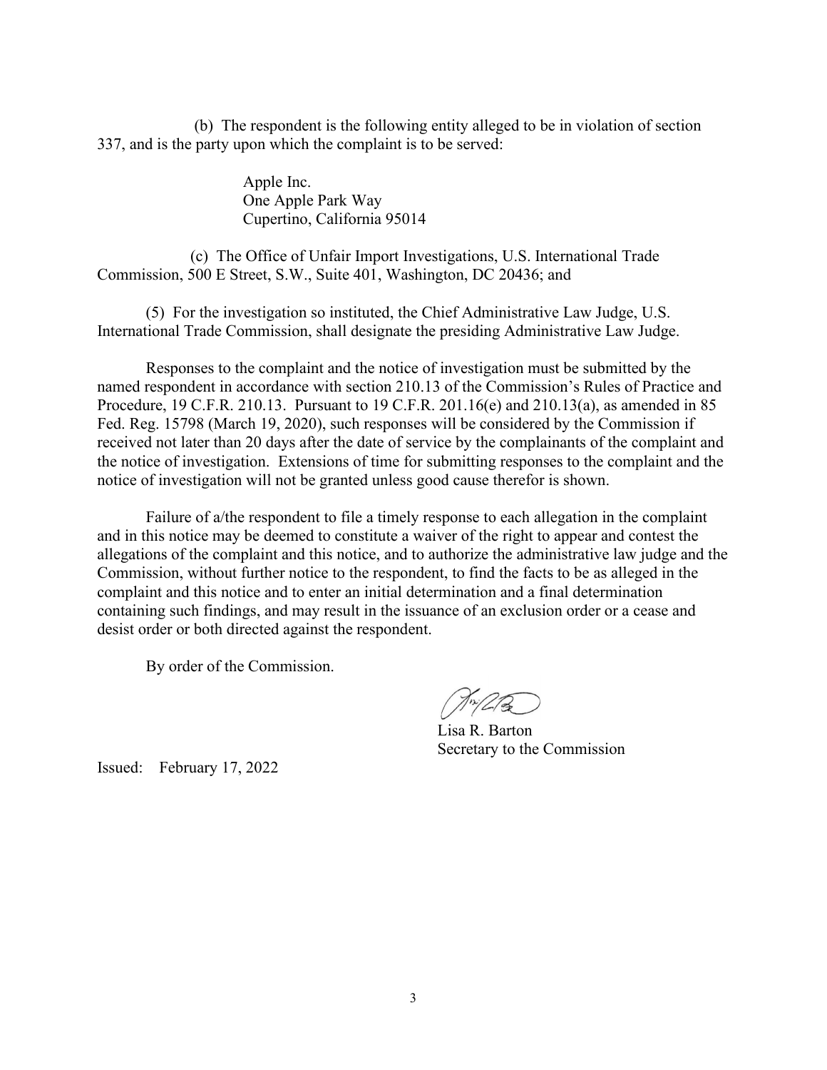(b) The respondent is the following entity alleged to be in violation of section 337, and is the party upon which the complaint is to be served:

Apple Inc.
One Apple Park Way
Cupertino, California 95014

(c) The Office of Unfair Import Investigations, U.S. International Trade Commission, 500 E Street, S.W., Suite 401, Washington, DC 20436; and

(5) For the investigation so instituted, the Chief Administrative Law Judge, U.S. International Trade Commission, shall designate the presiding Administrative Law Judge.

Responses to the complaint and the notice of investigation must be submitted by the named respondent in accordance with section 210.13 of the Commission's Rules of Practice and Procedure, 19 C.F.R. 210.13. Pursuant to 19 C.F.R. 201.16(e) and 210.13(a), as amended in 85 Fed. Reg. 15798 (March 19, 2020), such responses will be considered by the Commission if received not later than 20 days after the date of service by the complainants of the complaint and the notice of investigation. Extensions of time for submitting responses to the complaint and the notice of investigation will not be granted unless good cause therefor is shown.

Failure of a/the respondent to file a timely response to each allegation in the complaint and in this notice may be deemed to constitute a waiver of the right to appear and contest the allegations of the complaint and this notice, and to authorize the administrative law judge and the Commission, without further notice to the respondent, to find the facts to be as alleged in the complaint and this notice and to enter an initial determination and a final determination containing such findings, and may result in the issuance of an exclusion order or a cease and desist order or both directed against the respondent.

By order of the Commission.

Lisa R. Barton
Secretary to the Commission

Issued: February 17, 2022